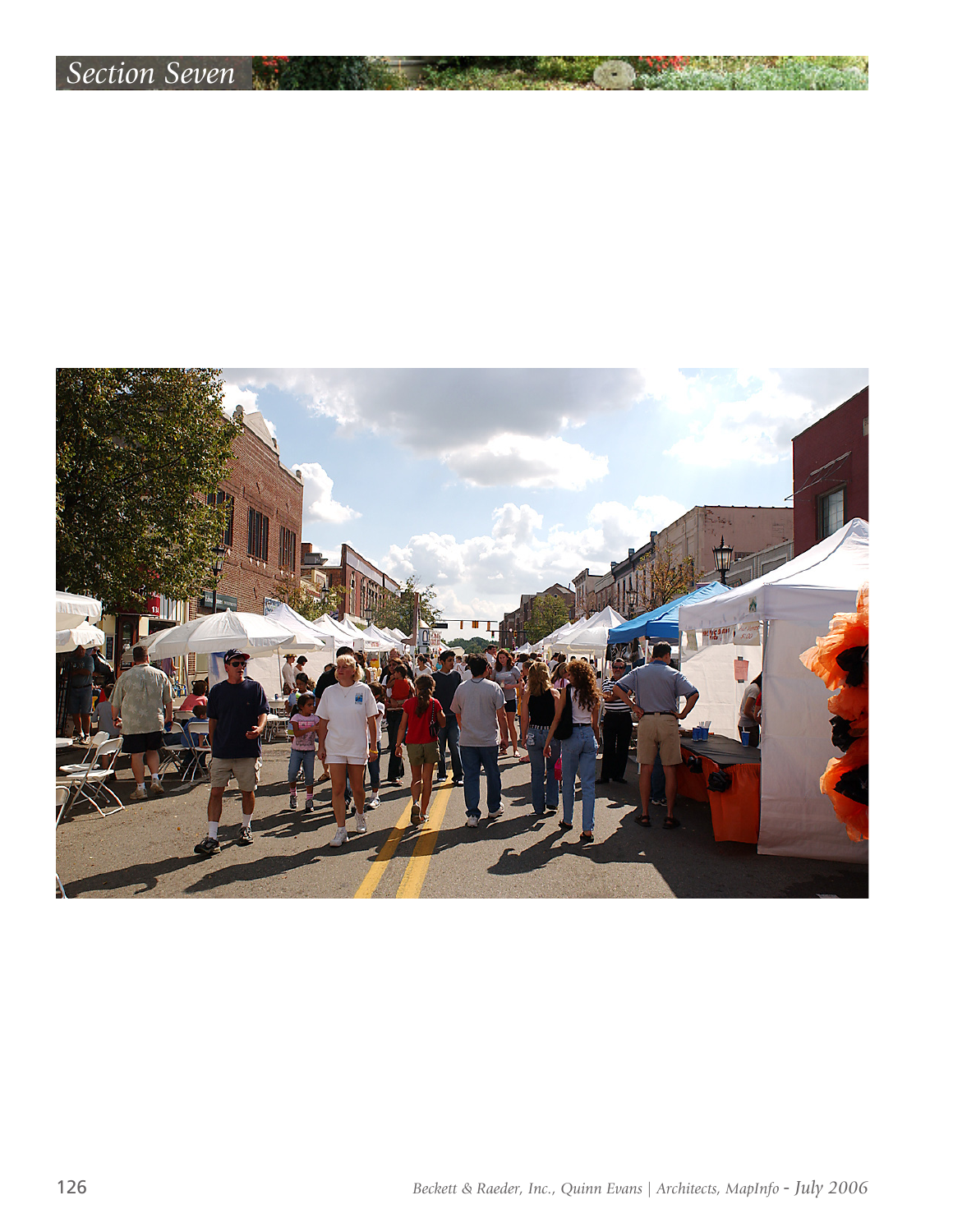# Section Seven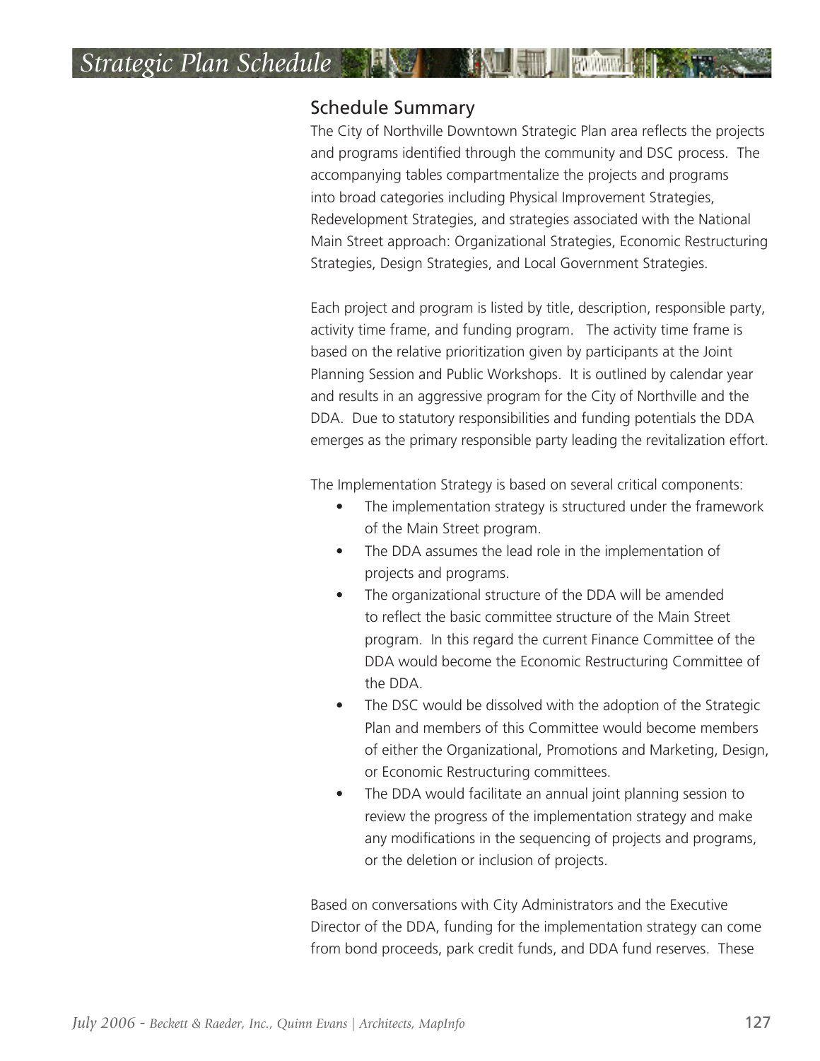## Schedule Summary

The City of Northville Downtown Strategic Plan area reflects the projects and programs identified through the community and DSC process. The accompanying tables compartmentalize the projects and programs into broad categories including Physical Improvement Strategies, Redevelopment Strategies, and strategies associated with the National Main Street approach: Organizational Strategies, Economic Restructuring Strategies, Design Strategies, and Local Government Strategies.

Each project and program is listed by title, description, responsible party, activity time frame, and funding program. The activity time frame is based on the relative prioritization given by participants at the Joint Planning Session and Public Workshops. It is outlined by calendar year and results in an aggressive program for the City of Northville and the DDA. Due to statutory responsibilities and funding potentials the DDA emerges as the primary responsible party leading the revitalization effort.

The Implementation Strategy is based on several critical components:

- The implementation strategy is structured under the framework of the Main Street program.
- The DDA assumes the lead role in the implementation of projects and programs.
- The organizational structure of the DDA will be amended to reflect the basic committee structure of the Main Street program. In this regard the current Finance Committee of the DDA would become the Economic Restructuring Committee of the DDA.
- The DSC would be dissolved with the adoption of the Strategic Plan and members of this Committee would become members of either the Organizational, Promotions and Marketing, Design, or Economic Restructuring committees.
- The DDA would facilitate an annual joint planning session to review the progress of the implementation strategy and make any modifications in the sequencing of projects and programs, or the deletion or inclusion of projects.

Based on conversations with City Administrators and the Executive Director of the DDA, funding for the implementation strategy can come from bond proceeds, park credit funds, and DDA fund reserves. These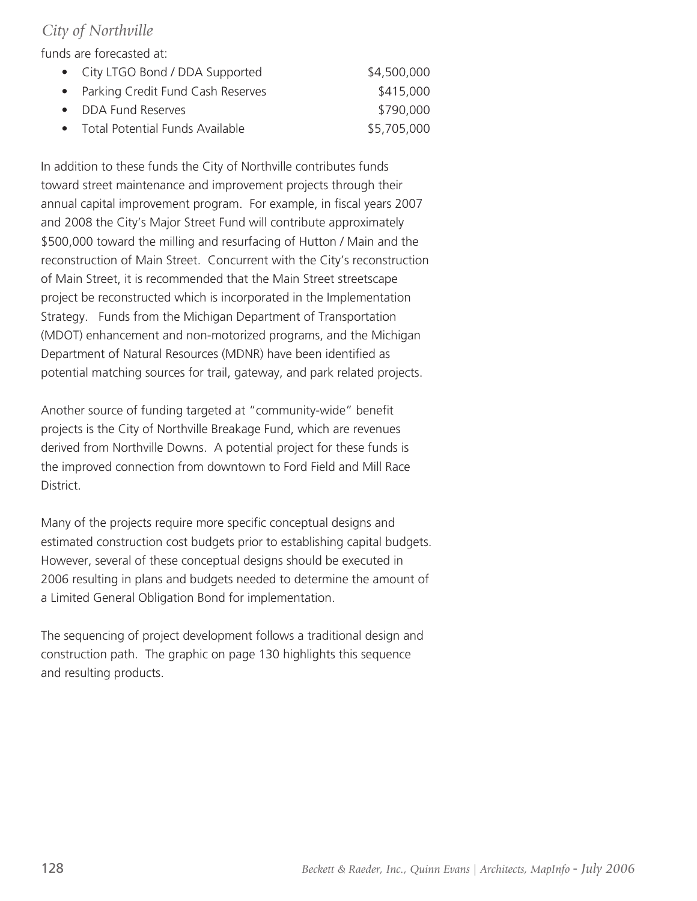funds are forecasted at:

- City LTGO Bond / DDA Supported $4,500,000
- Parking Credit Fund Cash Reserves $415,000
- DDA Fund Reserves $790,000
- Total Potential Funds Available $5,705,000

In addition to these funds the City of Northville contributes funds toward street maintenance and improvement projects through their annual capital improvement program. For example, in fiscal years 2007 and 2008 the City's Major Street Fund will contribute approximately $500,000 toward the milling and resurfacing of Hutton / Main and the reconstruction of Main Street. Concurrent with the City's reconstruction of Main Street, it is recommended that the Main Street streetscape project be reconstructed which is incorporated in the Implementation Strategy. Funds from the Michigan Department of Transportation (MDOT) enhancement and non-motorized programs, and the Michigan Department of Natural Resources (MDNR) have been identified as potential matching sources for trail, gateway, and park related projects.

Another source of funding targeted at "community-wide" benefit projects is the City of Northville Breakage Fund, which are revenues derived from Northville Downs. A potential project for these funds is the improved connection from downtown to Ford Field and Mill Race District.

Many of the projects require more specific conceptual designs and estimated construction cost budgets prior to establishing capital budgets. However, several of these conceptual designs should be executed in 2006 resulting in plans and budgets needed to determine the amount of a Limited General Obligation Bond for implementation.

The sequencing of project development follows a traditional design and construction path. The graphic on page 130 highlights this sequence and resulting products.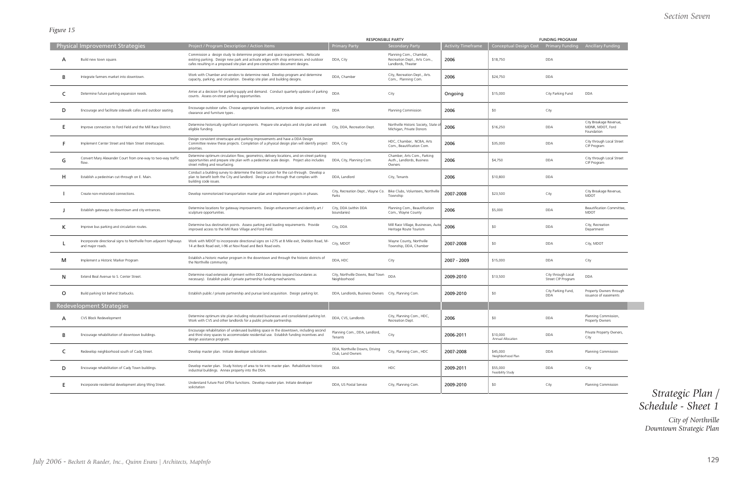*Figure 15*

| Physical Improvement Strategies | | Project / Program Description / Action Items | RESPONSIBLE PARTY | | Activity Timeframe | FUNDING PROGRAM | | |
|---|---|---|---|---|---|---|---|---|
| | | | Primary Party | Secondary Party | | Conceptual Design Cost | Primary Funding | Ancillary Funding |
| A | Build new town square. | Commission a design study to determine program and space requirements. Relocate existing parking. Design new park and activate edges with shop entrances and outdoor cafes resulting in a proposed site plan and pre-construction document designs. | DDA, City | Planning Com., Chamber, Recreation Dept., Arts Com., Landlords, Theater | 2006 | $18,750 | DDA | |
| B | Integrate farmers market into downtown. | Work with Chamber and vendors to determine need. Develop program and determine capacity, parking, and circulation. Develop site plan and building designs. | DDA, Chamber | City, Recreation Dept., Arts. Com., Planning Com. | 2006 | $24,750 | DDA | |
| C | Determine future parking expansion needs. | Arrive at a decision for parking supply and demand. Conduct quarterly updates of parking counts. Assess on-street parking opportunities. | DDA | City | Ongoing | $15,000 | City Parking Fund | DDA |
| D | Encourage and facilitate sidewalk cafes and outdoor seating. | Encourage outdoor cafes. Choose appropriate locations, and provde design assistance on clearance and furniture types . | DDA | Planning Commission | 2006 | $0 | City | |
| E | Improve connection to Ford Field and the Mill Race District. | Determine historically significant components. Prepare site analysis and site plan and seek eligible funding. | City, DDA, Recreation Dept. | Northville Historic Society, State of Michigan, Private Donors | 2006 | $16,250 | DDA | City Breakage Revenue, MDNR, MDOT, Ford Foundation |
| F | Implement Center Street and Main Street streetscapes. | Design consistent streetscape and parking improvements and have a DDA Design Committee review these projects. Completion of a physical design plan will identify project priorities. | DDA, City | HDC, Chamber, NCBA, Arts Com., Beautification Com. | 2006 | $35,000 | DDA | City through Local Street CIP Program |
| G | Convert Mary Alexander Court from one-way to two-way traffic flow. | Determine optimum circulation flow, geometrics, delivery locations, and on-street parking opportunities and prepare site plan with a pedestrian scale design. Project also includes street milling and resurfacing. | DDA, City, Planning Com. | Chamber, Arts Com., Parking Auth., Landlords, Business Owners | 2006 | $4,750 | DDA | City through Local Street CIP Program |
| H | Establish a pedestrian cut-through on E. Main. | Conduct a building survey to determine the best location for the cut-through. Develop a plan to benefit both the City and landlord. Design a cut-through that complies with building code issues. | DDA, Landlord | City, Tenants | 2006 | $10,800 | DDA | |
| I | Create non-motorized connections. | Develop nonmotorized transportation master plan and implement projects in phases. | City, Recreation Dept., Wayne Co. Parks | Bike Clubs, Volunteers, Northville Township | 2007-2008 | $23,500 | City | City Breakage Revenue, MDOT |
| J | Establish gateways to downtown and city entrances. | Determine locations for gateway improvements. Design enhancement and identify art / sculpture opportunities. | City, DDA (within DDA boundaries) | Planning Com., Beautification Com., Wayne County | 2006 | $5,000 | DDA | Beautification Committee, MDOT |
| K | Improve bus parking and circulation routes. | Determine bus destination points. Assess parking and loading requirements. Provide improved access to the Mill Race Village and Ford Field. | City, DDA | Mill Race Village, Businesses, Auto Heritage Route Tourism | 2006 | $0 | DDA | City, Recreation Department |
| L | Incorporate directional signs to Northville from adjacent highways and major roads. | Work with MDOT to incorporate directional signs on I-275 at 8 Mile exit, Sheldon Road, M-14 at Beck Road exit, I-96 at Novi Road and Beck Road exits. | City, MDOT | Wayne County, Northville Township, DDA, Chamber | 2007-2008 | $0 | DDA | City, MDOT |
| M | Implement a Historic Marker Program | Establish a historic marker program in the downtown and through the historic districts of the Northville community. | DDA, HDC | City | 2007 - 2009 | $15,000 | DDA | City |
| N | Extend Beal Avenue to S. Center Street. | Determine road extension alignment within DDA boundaries (expand boundaries as necessary). Establish public / private partnership funding mechanisms. | City, Northville Downs, Beal Town Neighborhood | DDA | 2009-2010 | $13,500 | City through Local Street CIP Program | DDA |
| O | Build parking lot behind Starbucks. | Establish public / private partnership and pursue land acquisition. Design parking lot. | DDA, Landlords, Business Owners | City, Planning Com. | 2009-2010 | $0 | City Parking Fund, DDA | Property Owners through issuance of easements |
| **Redevelopment Strategies** | | | | | | | | |
| A | CVS Block Redevelopment | Determine optimum site plan including relocated businesses and consolidated parking lot. Work with CVS and other landlords for a public private partnership. | DDA, CVS, Landlords | City, Planning Com., HDC, Recreation Dept. | 2006 | $0 | DDA | Planning Commission, Property Owners |
| B | Encourage rehabilitation of downtown buildings. | Encourage rehabilitation of underused building space in the downtown, including second and third story spaces to accommodate residential use. Establish funding incentives and design assistance program. | Planning Com., DDA, Landlord, Tenants | City | 2006-2011 | $10,000 Annual Allocation | DDA | Private Property Owners, City |
| C | Redevelop neighborhood south of Cady Street. | Develop master plan. Initiate developer solicitation. | DDA, Northville Downs, Driving Club, Land Owners | City, Planning Com., HDC | 2007-2008 | $45,000 Neighborhood Plan | DDA | Planning Commission |
| D | Encourage rehabilitation of Cady Town buildings. | Develop master plan. Study history of area to tie into master plan. Rehabilitate historic industrial buildings. Annex property into the DDA. | DDA | HDC | 2009-2011 | $55,000 Feasibility Study | DDA | City |
| E | Incorporate residential development along Wing Street. | Understand future Post Office functions. Develop master plan. Initiate developer solicitation | DDA, US Postal Service | City, Planning Com. | 2009-2010 | $0 | City | Planning Commission |

*Strategic Plan / Schedule - Sheet 1*

*City of Northville Downtown Strategic Plan*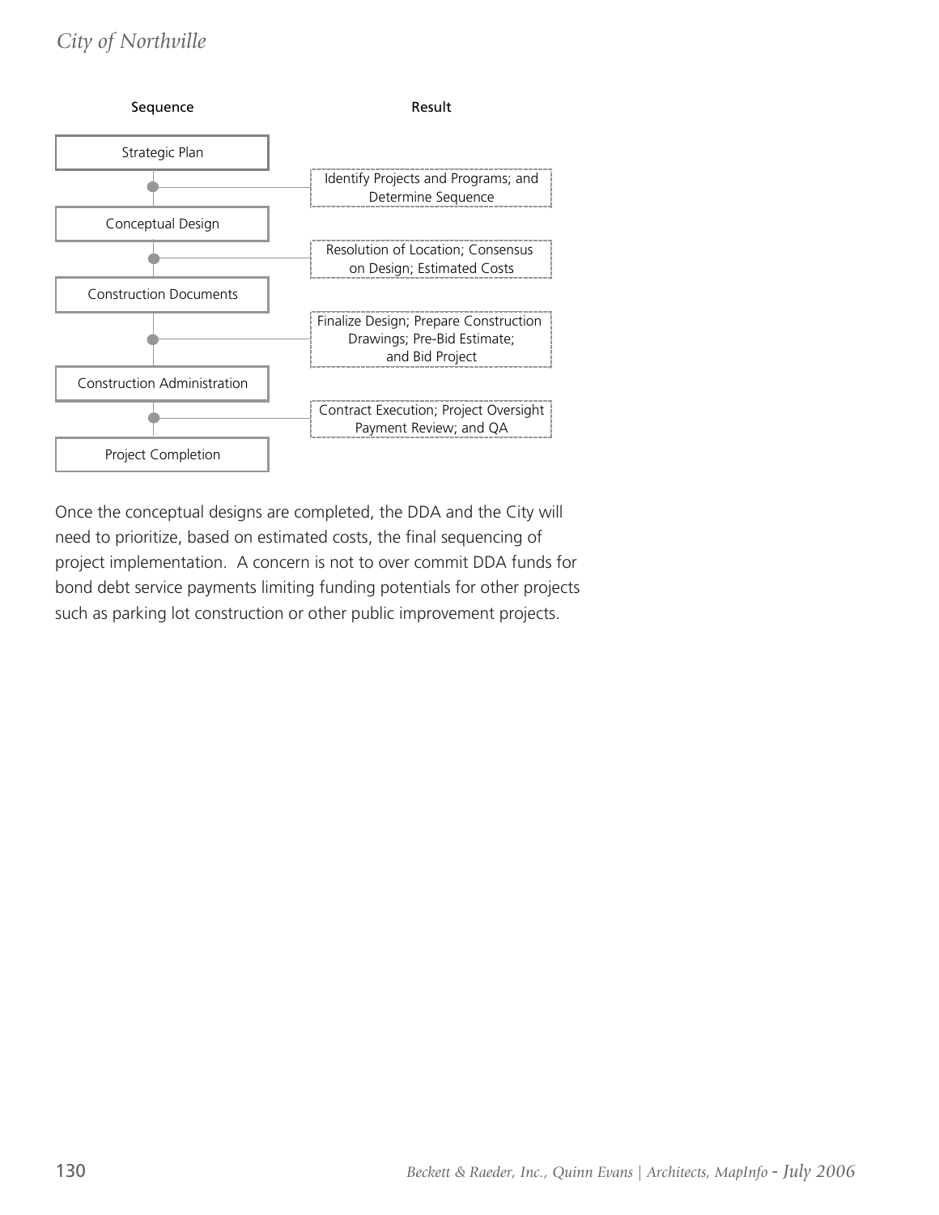| Sequence | Result |
| --- | --- |
| Strategic Plan | |
| | Identify Projects and Programs; and Determine Sequence |
| Conceptual Design | |
| | Resolution of Location; Consensus on Design; Estimated Costs |
| Construction Documents | |
| | Finalize Design; Prepare Construction Drawings; Pre-Bid Estimate; and Bid Project |
| Construction Administration | |
| | Contract Execution; Project Oversight Payment Review; and QA |
| Project Completion | |

Once the conceptual designs are completed, the DDA and the City will need to prioritize, based on estimated costs, the final sequencing of project implementation. A concern is not to over commit DDA funds for bond debt service payments limiting funding potentials for other projects such as parking lot construction or other public improvement projects.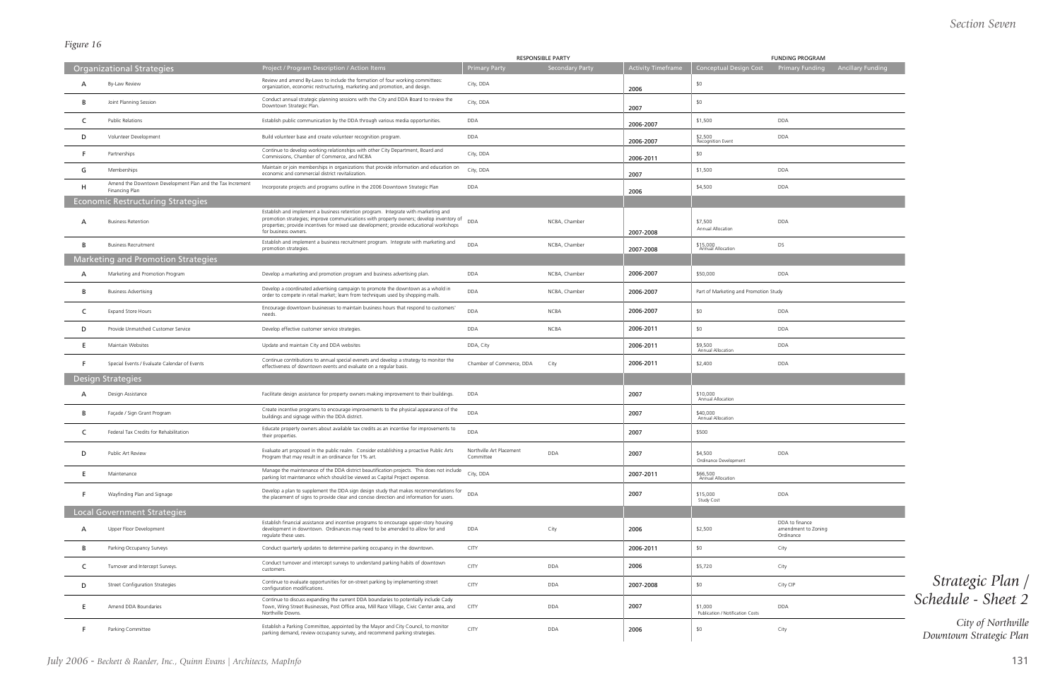*Figure 16*

| | Organizational Strategies | Project / Program Description / Action Items | RESPONSIBLE PARTY Primary Party | Secondary Party | Activity Timeframe | FUNDING PROGRAM Conceptual Design Cost | Primary Funding | Ancillary Funding |
|---|---|---|---|---|---|---|---|---|
| A | By-Law Review | Review and amend By-Laws to include the formation of four working committees: organization, economic restructuring, marketing and promotion, and design. | City, DDA | | 2006 | $0 | | |
| B | Joint Planning Session | Conduct annual strategic planning sessions with the City and DDA Board to review the Downtown Strategic Plan. | City, DDA | | 2007 | $0 | | |
| C | Public Relations | Establish public communication by the DDA through various media opportunities. | DDA | | 2006-2007 | $1,500 | DDA | |
| D | Volunteer Development | Build volunteer base and create volunteer recognition program. | DDA | | 2006-2007 | $2,500 Recognition Event | DDA | |
| F | Partnerships | Continue to develop working relationships with other City Department, Board and Commissions, Chamber of Commerce, and NCBA | City, DDA | | 2006-2011 | $0 | | |
| G | Memberships | Maintain or join memberships in organizations that provide information and education on economic and commercial district revitalization. | City, DDA | | 2007 | $1,500 | DDA | |
| H | Amend the Downtown Development Plan and the Tax Increment Financing Plan | Incorporate projects and programs outline in the 2006 Downtown Strategic Plan | DDA | | 2006 | $4,500 | DDA | |
| | **Economic Restructuring Strategies** | | | | | | | |
| A | Business Retention | Establish and implement a business retention program. Integrate with marketing and promotion strategies; improve communications with property owners; develop inventory of properties; provide incentives for mixed use development; provide educational workshops for business owners. | DDA | NCBA, Chamber | 2007-2008 | $7,500 Annual Allocation | DDA | |
| B | Business Recruitment | Establish and implement a business recruitment program. Integrate with marketing and promotion strategies. | DDA | NCBA, Chamber | 2007-2008 | $15,000 Annual Allocation | DS | |
| | **Marketing and Promotion Strategies** | | | | | | | |
| A | Marketing and Promotion Program | Develop a marketing and promotion program and business advertising plan. | DDA | NCBA, Chamber | 2006-2007 | $50,000 | DDA | |
| B | Business Advertising | Develop a coordinated advertising campaign to promote the downtown as a whold in order to compete in retail market; learn from techniques used by shopping malls. | DDA | NCBA, Chamber | 2006-2007 | Part of Marketing and Promotion Study | | |
| C | Expand Store Hours | Encourage downtown businesses to maintain business hours that respond to customers' needs. | DDA | NCBA | 2006-2007 | $0 | DDA | |
| D | Provide Unmatched Customer Service | Develop effective customer service strategies. | DDA | NCBA | 2006-2011 | $0 | DDA | |
| E | Maintain Websites | Update and maintain City and DDA websites | DDA, City | | 2006-2011 | $9,500 Annual Allocation | DDA | |
| F | Special Events / Evaluate Calendar of Events | Continue contributions to annual special evenets and develop a strategy to monitor the effectiveness of downtown events and evaluate on a regular basis. | Chamber of Commerce, DDA | City | 2006-2011 | $2,400 | DDA | |
| | **Design Strategies** | | | | | | | |
| A | Design Assistance | Facilitate design assistance for property owners making improvement to their buildings. | DDA | | 2007 | $10,000 Annual Allocation | | |
| B | Façade / Sign Grant Program | Create incentive programs to encourage improvements to the physical appearance of the buildings and signage within the DDA district. | DDA | | 2007 | $40,000 Annual Allocation | | |
| C | Federal Tax Credits for Rehabilitation | Educate property owners about available tax credits as an incentive for improvements to their properties. | DDA | | 2007 | $500 | | |
| D | Public Art Review | Evaluate art proposed in the public realm. Consider establishing a proactive Public Arts Program that may result in an ordinance for 1% art. | Northville Art Placement Committee | DDA | 2007 | $4,500 Ordinance Development | DDA | |
| E | Maintenance | Manage the maintenance of the DDA district beautification projects. This does not include parking lot maintenance which should be viewed as Capital Project expense. | City, DDA | | 2007-2011 | $66,500 Annual Allocation | | |
| F | Wayfinding Plan and Signage | Develop a plan to supplement the DDA sign design study that makes recommendations for the placement of signs to provide clear and concise direction and information for users. | DDA | | 2007 | $15,000 Study Cost | DDA | |
| | **Local Government Strategies** | | | | | | | |
| A | Upper Floor Development | Establish financial assistance and incentive programs to encourage upper-story housing development in downtown. Ordinances may need to be amended to allow for and regulate these uses. | DDA | City | 2006 | $2,500 | DDA to finance amendment to Zoning Ordinance | |
| B | Parking Occupancy Surveys | Conduct quarterly updates to determine parking occupancy in the downtown. | CITY | | 2006-2011 | $0 | City | |
| C | Turnover and Intercept Surveys. | Conduct turnover and intercept surveys to understand parking habits of downtown customers. | CITY | DDA | 2006 | $5,720 | City | |
| D | Street Configuration Strategies | Continue to evaluate opportunities for on-street parking by implementing street configuration modifications. | CITY | DDA | 2007-2008 | $0 | City CIP | |
| E | Amend DDA Boundaries | Continue to discuss expanding the current DDA boundaries to potentially include Cady Town, Wing Street Businesses, Post Office area, Mill Race Village, Civic Center area, and Northville Downs. | CITY | DDA | 2007 | $1,000 Publication / Notification Costs | DDA | |
| F | Parking Committee | Establish a Parking Committee, appointed by the Mayor and City Council, to monitor parking demand, review occupancy survey, and recommend parking strategies. | CITY | DDA | 2006 | $0 | City | |

*Strategic Plan / Schedule - Sheet 2*

*City of Northville Downtown Strategic Plan*

*July 2006 - Beckett & Raeder, Inc., Quinn Evans | Architects, MapInfo*